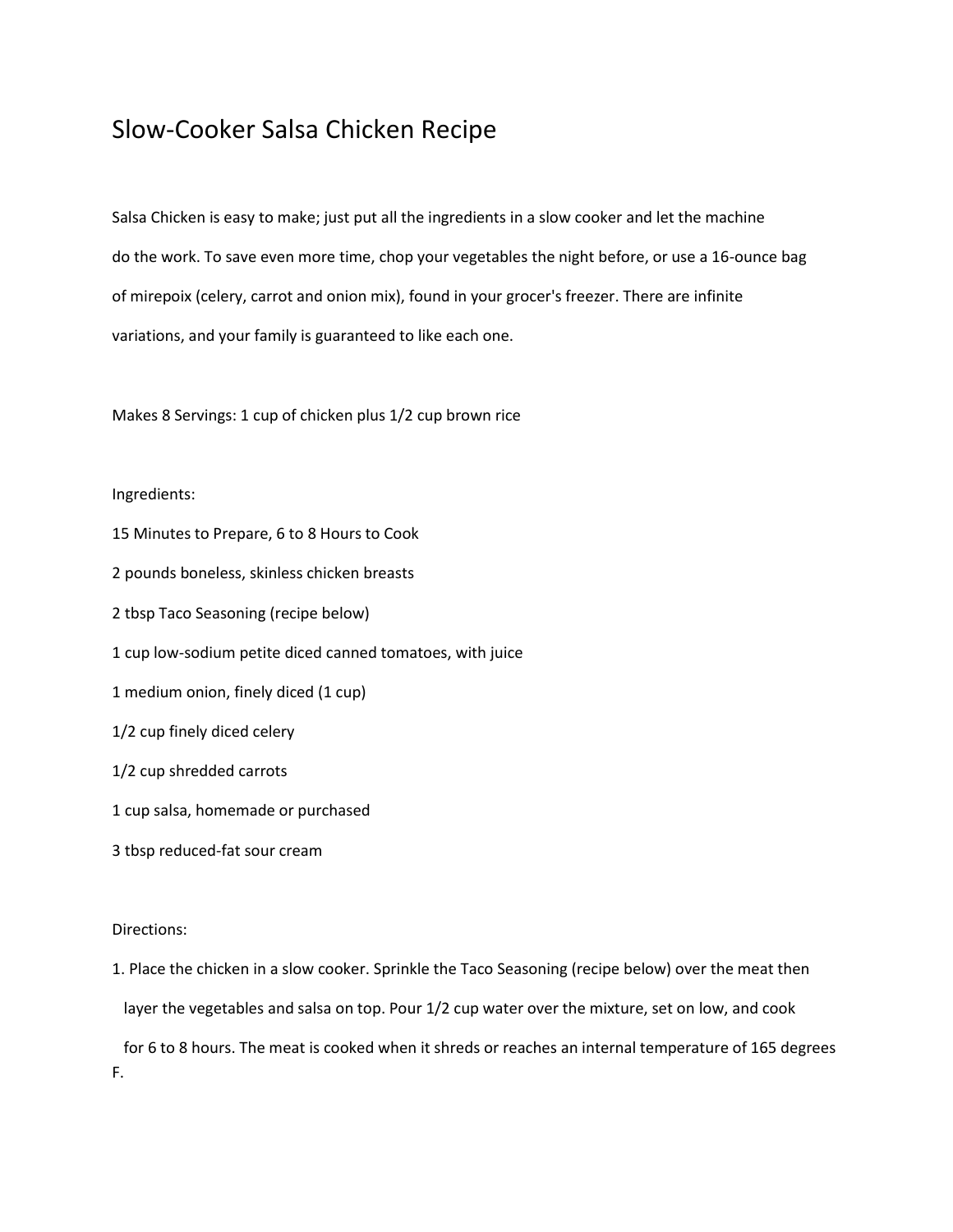# Slow-Cooker Salsa Chicken Recipe

Salsa Chicken is easy to make; just put all the ingredients in a slow cooker and let the machine do the work. To save even more time, chop your vegetables the night before, or use a 16-ounce bag of mirepoix (celery, carrot and onion mix), found in your grocer's freezer. There are infinite variations, and your family is guaranteed to like each one.

Makes 8 Servings: 1 cup of chicken plus 1/2 cup brown rice

Ingredients:

15 Minutes to Prepare, 6 to 8 Hours to Cook

2 pounds boneless, skinless chicken breasts

2 tbsp Taco Seasoning (recipe below)

1 cup low-sodium petite diced canned tomatoes, with juice

1 medium onion, finely diced (1 cup)

1/2 cup finely diced celery

1/2 cup shredded carrots

1 cup salsa, homemade or purchased

3 tbsp reduced-fat sour cream

Directions:

1. Place the chicken in a slow cooker. Sprinkle the Taco Seasoning (recipe below) over the meat then layer the vegetables and salsa on top. Pour 1/2 cup water over the mixture, set on low, and cook for 6 to 8 hours. The meat is cooked when it shreds or reaches an internal temperature of 165 degrees F.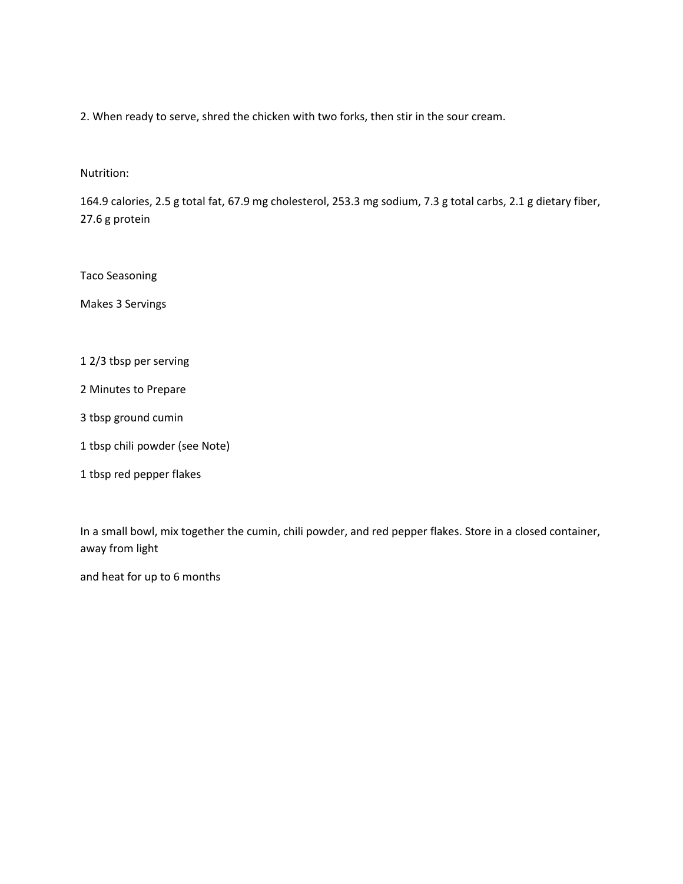2. When ready to serve, shred the chicken with two forks, then stir in the sour cream.

Nutrition:

164.9 calories, 2.5 g total fat, 67.9 mg cholesterol, 253.3 mg sodium, 7.3 g total carbs, 2.1 g dietary fiber, 27.6 g protein

Taco Seasoning

Makes 3 Servings

1 2/3 tbsp per serving

2 Minutes to Prepare

3 tbsp ground cumin

1 tbsp chili powder (see Note)

1 tbsp red pepper flakes

In a small bowl, mix together the cumin, chili powder, and red pepper flakes. Store in a closed container, away from light

and heat for up to 6 months